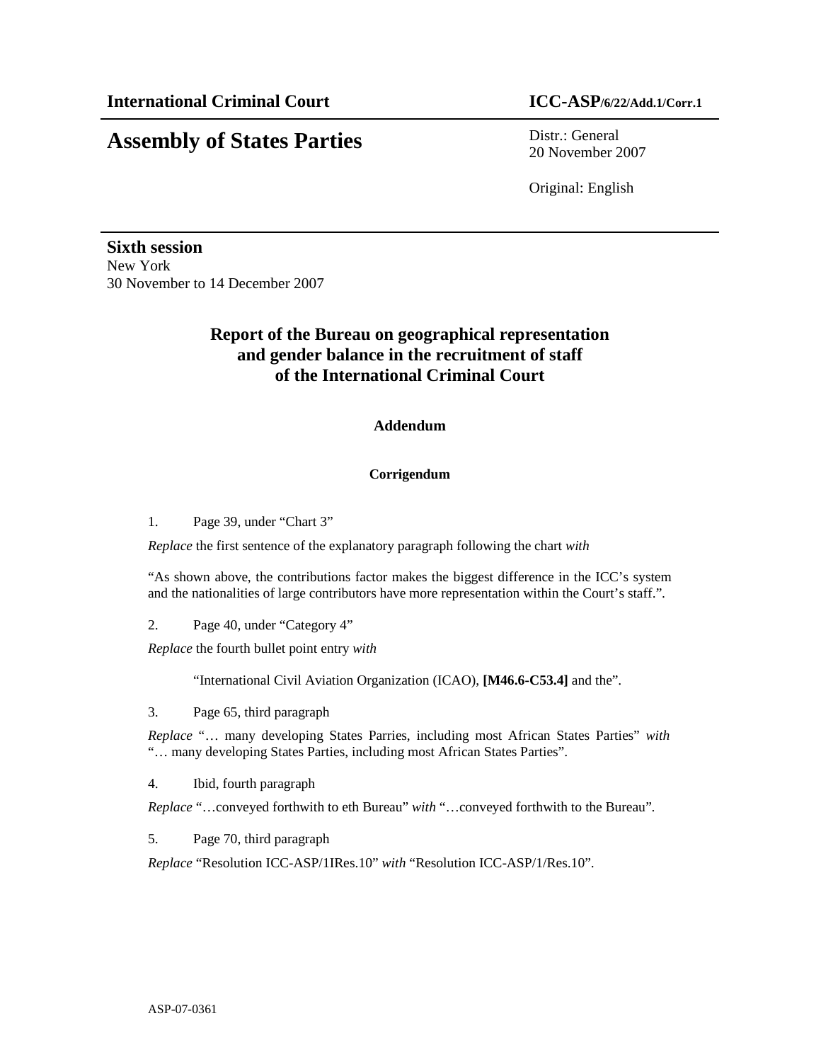**International Criminal Court** **ICC-ASP/6/22/Add.1/Corr.1**

# Assembly of States Parties

Distr.: General
20 November 2007

Original: English

**Sixth session**
New York
30 November to 14 December 2007

## Report of the Bureau on geographical representation and gender balance in the recruitment of staff of the International Criminal Court

### Addendum

#### Corrigendum

1. Page 39, under "Chart 3"

*Replace* the first sentence of the explanatory paragraph following the chart *with*

"As shown above, the contributions factor makes the biggest difference in the ICC's system and the nationalities of large contributors have more representation within the Court's staff.".

2. Page 40, under "Category 4"

*Replace* the fourth bullet point entry *with*

"International Civil Aviation Organization (ICAO), **[M46.6-C53.4]** and the".

3. Page 65, third paragraph

*Replace* "… many developing States Parries, including most African States Parties" *with* "… many developing States Parties, including most African States Parties".

4. Ibid, fourth paragraph

*Replace* "…conveyed forthwith to eth Bureau" *with* "…conveyed forthwith to the Bureau".

5. Page 70, third paragraph

*Replace* "Resolution ICC-ASP/1IRes.10" *with* "Resolution ICC-ASP/1/Res.10".

ASP-07-0361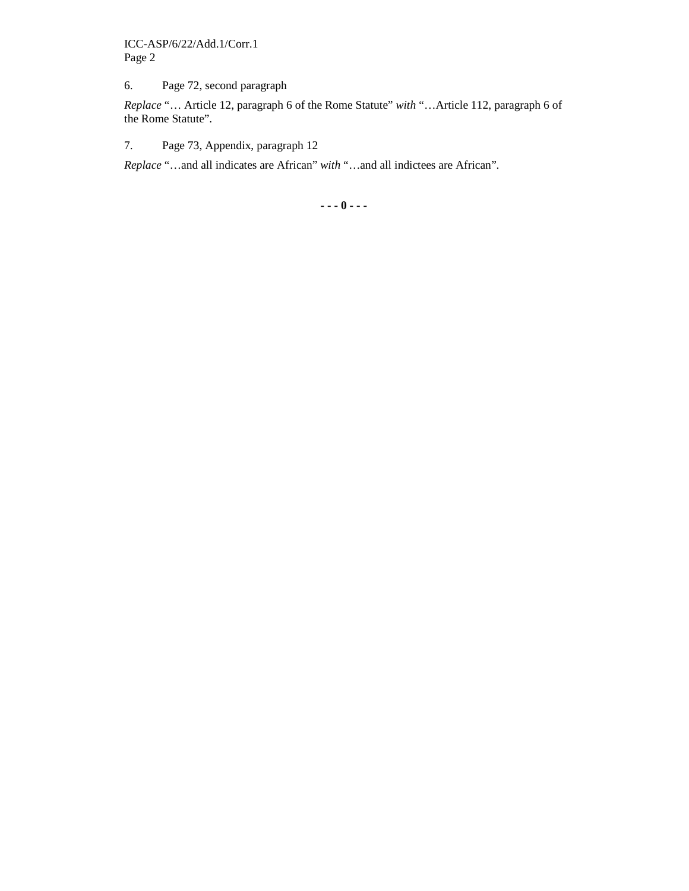6. Page 72, second paragraph

*Replace* "… Article 12, paragraph 6 of the Rome Statute" *with* "…Article 112, paragraph 6 of the Rome Statute".

7. Page 73, Appendix, paragraph 12

*Replace* "…and all indicates are African" *with* "…and all indictees are African".

**- - - 0 - - -**